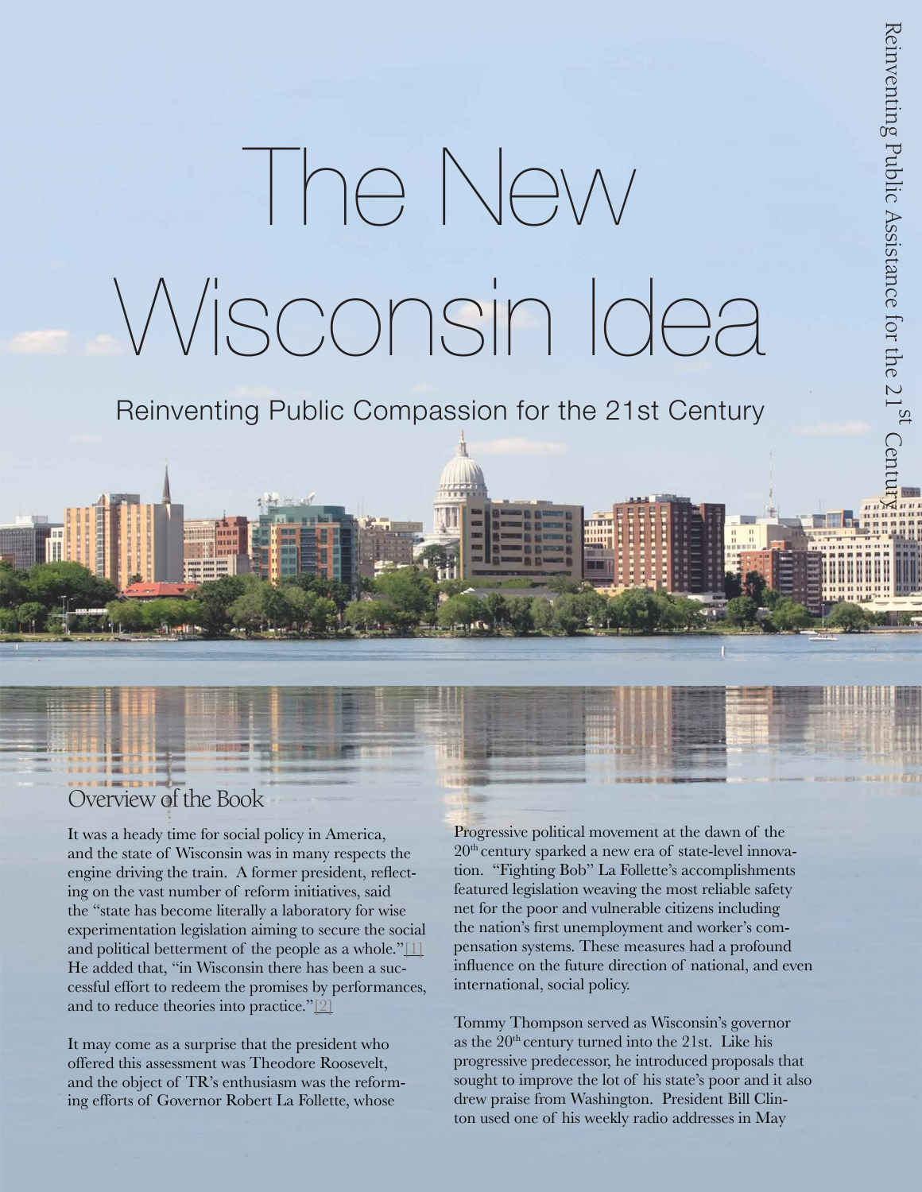# The New Wisconsin Idea

## Reinventing Public Compassion for the 21st Century

### Overview of the Book

It was a heady time for social policy in America, and the state of Wisconsin was in many respects the engine driving the train. A former president, reflecting on the vast number of reform initiatives, said the "state has become literally a laboratory for wise experimentation legislation aiming to secure the social and political betterment of the people as a whole."[1] He added that, "in Wisconsin there has been a successful effort to redeem the promises by performances, and to reduce theories into practice."[2]

It may come as a surprise that the president who offered this assessment was Theodore Roosevelt, and the object of TR's enthusiasm was the reforming efforts of Governor Robert La Follette, whose Progressive political movement at the dawn of the 20th century sparked a new era of state-level innovation. "Fighting Bob" La Follette's accomplishments featured legislation weaving the most reliable safety net for the poor and vulnerable citizens including the nation's first unemployment and worker's compensation systems. These measures had a profound influence on the future direction of national, and even international, social policy.

Tommy Thompson served as Wisconsin's governor as the 20th century turned into the 21st. Like his progressive predecessor, he introduced proposals that sought to improve the lot of his state's poor and it also drew praise from Washington. President Bill Clinton used one of his weekly radio addresses in May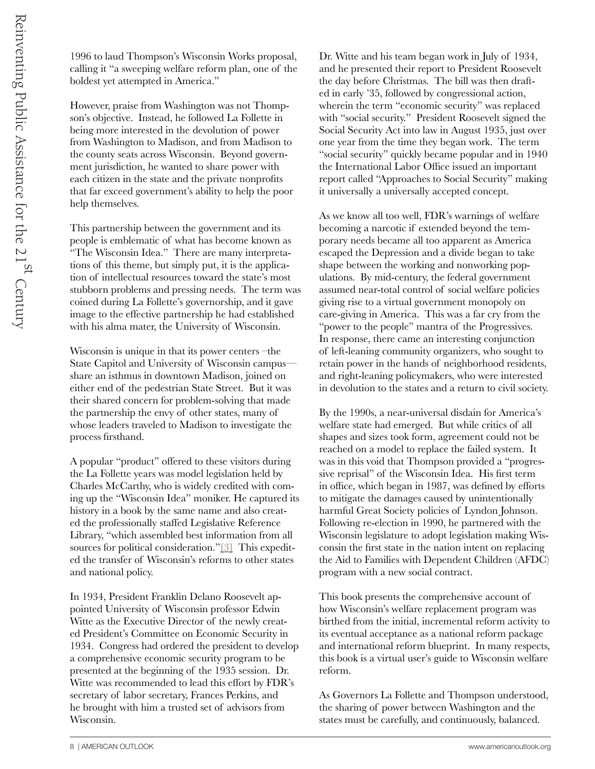1996 to laud Thompson's Wisconsin Works proposal, calling it "a sweeping welfare reform plan, one of the boldest yet attempted in America."

However, praise from Washington was not Thompson's objective. Instead, he followed La Follette in being more interested in the devolution of power from Washington to Madison, and from Madison to the county seats across Wisconsin. Beyond government jurisdiction, he wanted to share power with each citizen in the state and the private nonprofits that far exceed government's ability to help the poor help themselves.

This partnership between the government and its people is emblematic of what has become known as "The Wisconsin Idea." There are many interpretations of this theme, but simply put, it is the application of intellectual resources toward the state's most stubborn problems and pressing needs. The term was coined during La Follette's governorship, and it gave image to the effective partnership he had established with his alma mater, the University of Wisconsin.

Wisconsin is unique in that its power centers –the State Capitol and University of Wisconsin campus—share an isthmus in downtown Madison, joined on either end of the pedestrian State Street. But it was their shared concern for problem-solving that made the partnership the envy of other states, many of whose leaders traveled to Madison to investigate the process firsthand.

A popular "product" offered to these visitors during the La Follette years was model legislation held by Charles McCarthy, who is widely credited with coming up the "Wisconsin Idea" moniker. He captured its history in a book by the same name and also created the professionally staffed Legislative Reference Library, "which assembled best information from all sources for political consideration."[3] This expedited the transfer of Wisconsin's reforms to other states and national policy.

In 1934, President Franklin Delano Roosevelt appointed University of Wisconsin professor Edwin Witte as the Executive Director of the newly created President's Committee on Economic Security in 1934. Congress had ordered the president to develop a comprehensive economic security program to be presented at the beginning of the 1935 session. Dr. Witte was recommended to lead this effort by FDR's secretary of labor secretary, Frances Perkins, and he brought with him a trusted set of advisors from Wisconsin.

Dr. Witte and his team began work in July of 1934, and he presented their report to President Roosevelt the day before Christmas. The bill was then drafted in early '35, followed by congressional action, wherein the term "economic security" was replaced with "social security." President Roosevelt signed the Social Security Act into law in August 1935, just over one year from the time they began work. The term "social security" quickly became popular and in 1940 the International Labor Office issued an important report called "Approaches to Social Security" making it universally a universally accepted concept.

As we know all too well, FDR's warnings of welfare becoming a narcotic if extended beyond the temporary needs became all too apparent as America escaped the Depression and a divide began to take shape between the working and nonworking populations. By mid-century, the federal government assumed near-total control of social welfare policies giving rise to a virtual government monopoly on care-giving in America. This was a far cry from the "power to the people" mantra of the Progressives. In response, there came an interesting conjunction of left-leaning community organizers, who sought to retain power in the hands of neighborhood residents, and right-leaning policymakers, who were interested in devolution to the states and a return to civil society.

By the 1990s, a near-universal disdain for America's welfare state had emerged. But while critics of all shapes and sizes took form, agreement could not be reached on a model to replace the failed system. It was in this void that Thompson provided a "progressive reprisal" of the Wisconsin Idea. His first term in office, which began in 1987, was defined by efforts to mitigate the damages caused by unintentionally harmful Great Society policies of Lyndon Johnson. Following re-election in 1990, he partnered with the Wisconsin legislature to adopt legislation making Wisconsin the first state in the nation intent on replacing the Aid to Families with Dependent Children (AFDC) program with a new social contract.

This book presents the comprehensive account of how Wisconsin's welfare replacement program was birthed from the initial, incremental reform activity to its eventual acceptance as a national reform package and international reform blueprint. In many respects, this book is a virtual user's guide to Wisconsin welfare reform.

As Governors La Follette and Thompson understood, the sharing of power between Washington and the states must be carefully, and continuously, balanced.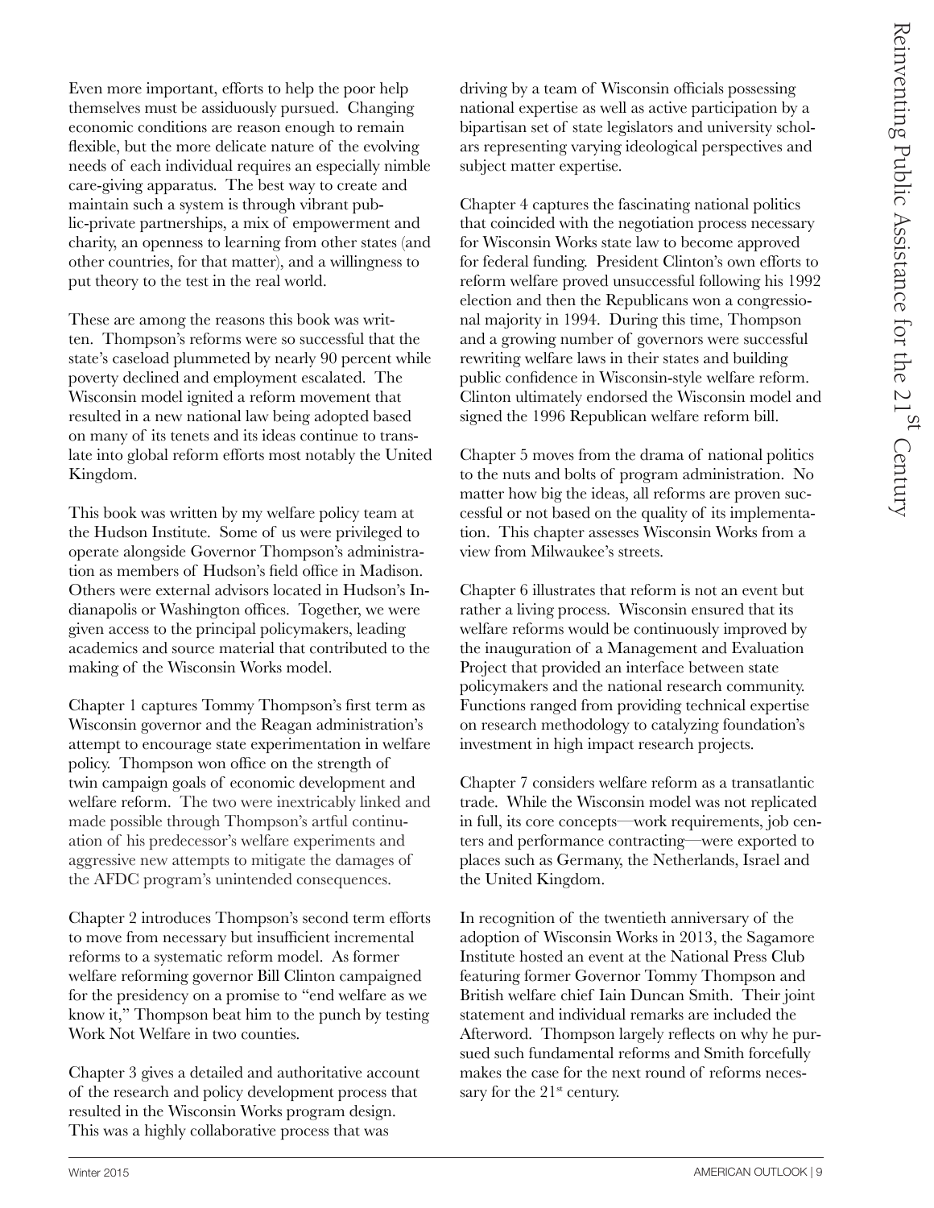Even more important, efforts to help the poor help themselves must be assiduously pursued. Changing economic conditions are reason enough to remain flexible, but the more delicate nature of the evolving needs of each individual requires an especially nimble care-giving apparatus. The best way to create and maintain such a system is through vibrant public-private partnerships, a mix of empowerment and charity, an openness to learning from other states (and other countries, for that matter), and a willingness to put theory to the test in the real world.

These are among the reasons this book was written. Thompson's reforms were so successful that the state's caseload plummeted by nearly 90 percent while poverty declined and employment escalated. The Wisconsin model ignited a reform movement that resulted in a new national law being adopted based on many of its tenets and its ideas continue to translate into global reform efforts most notably the United Kingdom.

This book was written by my welfare policy team at the Hudson Institute. Some of us were privileged to operate alongside Governor Thompson's administration as members of Hudson's field office in Madison. Others were external advisors located in Hudson's Indianapolis or Washington offices. Together, we were given access to the principal policymakers, leading academics and source material that contributed to the making of the Wisconsin Works model.

Chapter 1 captures Tommy Thompson's first term as Wisconsin governor and the Reagan administration's attempt to encourage state experimentation in welfare policy. Thompson won office on the strength of twin campaign goals of economic development and welfare reform. The two were inextricably linked and made possible through Thompson's artful continuation of his predecessor's welfare experiments and aggressive new attempts to mitigate the damages of the AFDC program's unintended consequences.

Chapter 2 introduces Thompson's second term efforts to move from necessary but insufficient incremental reforms to a systematic reform model. As former welfare reforming governor Bill Clinton campaigned for the presidency on a promise to "end welfare as we know it," Thompson beat him to the punch by testing Work Not Welfare in two counties.

Chapter 3 gives a detailed and authoritative account of the research and policy development process that resulted in the Wisconsin Works program design. This was a highly collaborative process that was driving by a team of Wisconsin officials possessing national expertise as well as active participation by a bipartisan set of state legislators and university scholars representing varying ideological perspectives and subject matter expertise.

Chapter 4 captures the fascinating national politics that coincided with the negotiation process necessary for Wisconsin Works state law to become approved for federal funding. President Clinton's own efforts to reform welfare proved unsuccessful following his 1992 election and then the Republicans won a congressional majority in 1994. During this time, Thompson and a growing number of governors were successful rewriting welfare laws in their states and building public confidence in Wisconsin-style welfare reform. Clinton ultimately endorsed the Wisconsin model and signed the 1996 Republican welfare reform bill.

Chapter 5 moves from the drama of national politics to the nuts and bolts of program administration. No matter how big the ideas, all reforms are proven successful or not based on the quality of its implementation. This chapter assesses Wisconsin Works from a view from Milwaukee's streets.

Chapter 6 illustrates that reform is not an event but rather a living process. Wisconsin ensured that its welfare reforms would be continuously improved by the inauguration of a Management and Evaluation Project that provided an interface between state policymakers and the national research community. Functions ranged from providing technical expertise on research methodology to catalyzing foundation's investment in high impact research projects.

Chapter 7 considers welfare reform as a transatlantic trade. While the Wisconsin model was not replicated in full, its core concepts—work requirements, job centers and performance contracting—were exported to places such as Germany, the Netherlands, Israel and the United Kingdom.

In recognition of the twentieth anniversary of the adoption of Wisconsin Works in 2013, the Sagamore Institute hosted an event at the National Press Club featuring former Governor Tommy Thompson and British welfare chief Iain Duncan Smith. Their joint statement and individual remarks are included the Afterword. Thompson largely reflects on why he pursued such fundamental reforms and Smith forcefully makes the case for the next round of reforms necessary for the 21st century.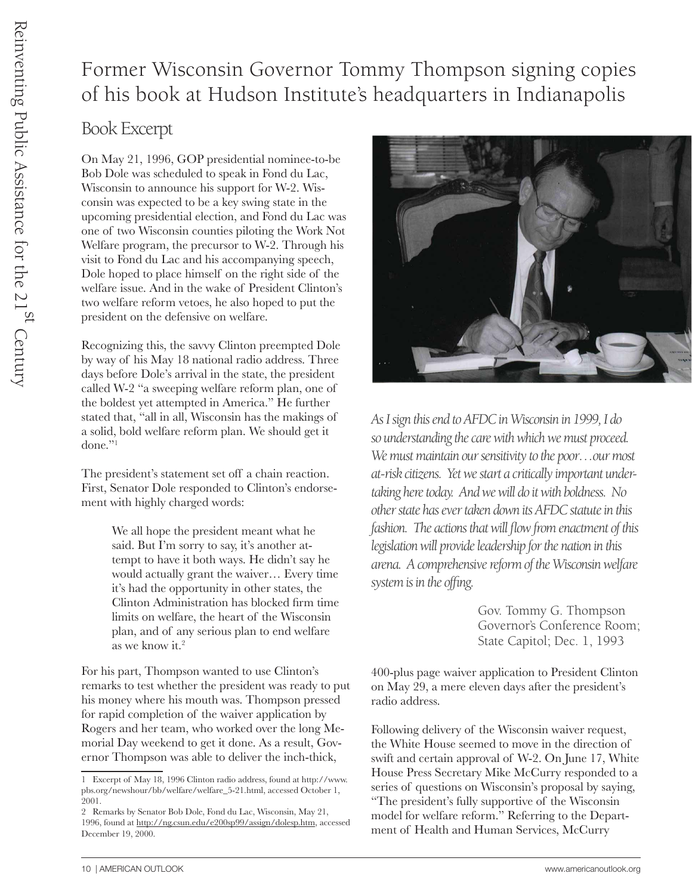# Former Wisconsin Governor Tommy Thompson signing copies of his book at Hudson Institute's headquarters in Indianapolis

## Book Excerpt

On May 21, 1996, GOP presidential nominee-to-be Bob Dole was scheduled to speak in Fond du Lac, Wisconsin to announce his support for W-2. Wisconsin was expected to be a key swing state in the upcoming presidential election, and Fond du Lac was one of two Wisconsin counties piloting the Work Not Welfare program, the precursor to W-2. Through his visit to Fond du Lac and his accompanying speech, Dole hoped to place himself on the right side of the welfare issue. And in the wake of President Clinton's two welfare reform vetoes, he also hoped to put the president on the defensive on welfare.

Recognizing this, the savvy Clinton preempted Dole by way of his May 18 national radio address. Three days before Dole's arrival in the state, the president called W-2 "a sweeping welfare reform plan, one of the boldest yet attempted in America." He further stated that, "all in all, Wisconsin has the makings of a solid, bold welfare reform plan. We should get it done."[1]

The president's statement set off a chain reaction. First, Senator Dole responded to Clinton's endorsement with highly charged words:

> We all hope the president meant what he said. But I'm sorry to say, it's another attempt to have it both ways. He didn't say he would actually grant the waiver… Every time it's had the opportunity in other states, the Clinton Administration has blocked firm time limits on welfare, the heart of the Wisconsin plan, and of any serious plan to end welfare as we know it.[2]

For his part, Thompson wanted to use Clinton's remarks to test whether the president was ready to put his money where his mouth was. Thompson pressed for rapid completion of the waiver application by Rogers and her team, who worked over the long Memorial Day weekend to get it done. As a result, Governor Thompson was able to deliver the inch-thick, 400-plus page waiver application to President Clinton on May 29, a mere eleven days after the president's radio address.

*As I sign this end to AFDC in Wisconsin in 1999, I do so understanding the care with which we must proceed. We must maintain our sensitivity to the poor…our most at-risk citizens. Yet we start a critically important undertaking here today. And we will do it with boldness. No other state has ever taken down its AFDC statute in this fashion. The actions that will flow from enactment of this legislation will provide leadership for the nation in this arena. A comprehensive reform of the Wisconsin welfare system is in the offing.*

Gov. Tommy G. Thompson
Governor's Conference Room;
State Capitol; Dec. 1, 1993

Following delivery of the Wisconsin waiver request, the White House seemed to move in the direction of swift and certain approval of W-2. On June 17, White House Press Secretary Mike McCurry responded to a series of questions on Wisconsin's proposal by saying, "The president's fully supportive of the Wisconsin model for welfare reform." Referring to the Department of Health and Human Services, McCurry

---

1 Excerpt of May 18, 1996 Clinton radio address, found at http://www.pbs.org/newshour/bb/welfare/welfare_5-21.html, accessed October 1, 2001.

2 Remarks by Senator Bob Dole, Fond du Lac, Wisconsin, May 21, 1996, found at http://ng.csun.edu/e200sp99/assign/dolesp.htm, accessed December 19, 2000.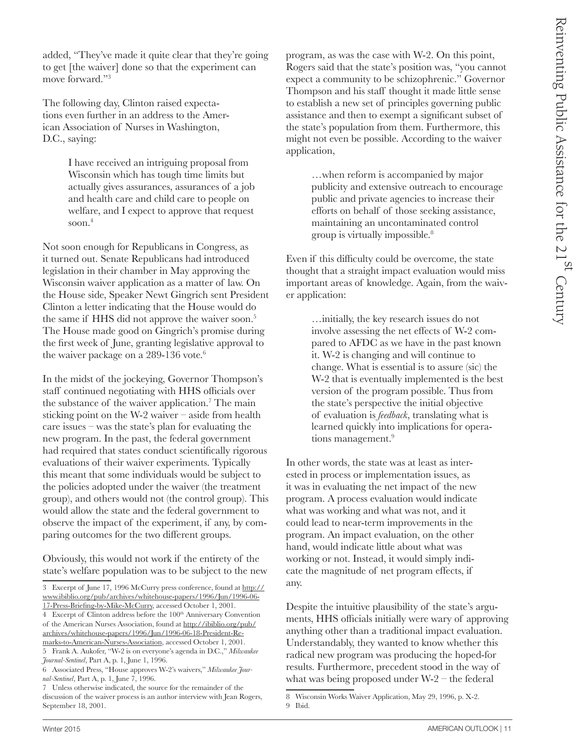added, "They've made it quite clear that they're going to get [the waiver] done so that the experiment can move forward."[3]

The following day, Clinton raised expectations even further in an address to the American Association of Nurses in Washington, D.C., saying:

> I have received an intriguing proposal from Wisconsin which has tough time limits but actually gives assurances, assurances of a job and health care and child care to people on welfare, and I expect to approve that request soon.[4]

Not soon enough for Republicans in Congress, as it turned out. Senate Republicans had introduced legislation in their chamber in May approving the Wisconsin waiver application as a matter of law. On the House side, Speaker Newt Gingrich sent President Clinton a letter indicating that the House would do the same if HHS did not approve the waiver soon.[5] The House made good on Gingrich's promise during the first week of June, granting legislative approval to the waiver package on a 289-136 vote.[6]

In the midst of the jockeying, Governor Thompson's staff continued negotiating with HHS officials over the substance of the waiver application.[7] The main sticking point on the W-2 waiver – aside from health care issues – was the state's plan for evaluating the new program. In the past, the federal government had required that states conduct scientifically rigorous evaluations of their waiver experiments. Typically this meant that some individuals would be subject to the policies adopted under the waiver (the treatment group), and others would not (the control group). This would allow the state and the federal government to observe the impact of the experiment, if any, by comparing outcomes for the two different groups.

Obviously, this would not work if the entirety of the state's welfare population was to be subject to the new program, as was the case with W-2. On this point, Rogers said that the state's position was, "you cannot expect a community to be schizophrenic." Governor Thompson and his staff thought it made little sense to establish a new set of principles governing public assistance and then to exempt a significant subset of the state's population from them. Furthermore, this might not even be possible. According to the waiver application,

> …when reform is accompanied by major publicity and extensive outreach to encourage public and private agencies to increase their efforts on behalf of those seeking assistance, maintaining an uncontaminated control group is virtually impossible.[8]

Even if this difficulty could be overcome, the state thought that a straight impact evaluation would miss important areas of knowledge. Again, from the waiver application:

> …initially, the key research issues do not involve assessing the net effects of W-2 compared to AFDC as we have in the past known it. W-2 is changing and will continue to change. What is essential is to assure (sic) the W-2 that is eventually implemented is the best version of the program possible. Thus from the state's perspective the initial objective of evaluation is *feedback*, translating what is learned quickly into implications for operations management.[9]

In other words, the state was at least as interested in process or implementation issues, as it was in evaluating the net impact of the new program. A process evaluation would indicate what was working and what was not, and it could lead to near-term improvements in the program. An impact evaluation, on the other hand, would indicate little about what was working or not. Instead, it would simply indicate the magnitude of net program effects, if any.

Despite the intuitive plausibility of the state's arguments, HHS officials initially were wary of approving anything other than a traditional impact evaluation. Understandably, they wanted to know whether this radical new program was producing the hoped-for results. Furthermore, precedent stood in the way of what was being proposed under W-2 – the federal

---

3 Excerpt of June 17, 1996 McCurry press conference, found at http://www.ibiblio.org/pub/archives/whitehouse-papers/1996/Jun/1996-06-17-Press-Briefing-by-Mike-McCurry, accessed October 1, 2001.

4 Excerpt of Clinton address before the 100th Anniversary Convention of the American Nurses Association, found at http://ibiblio.org/pub/archives/whitehouse-papers/1996/Jun/1996-06-18-President-Remarks-to-American-Nurses-Association, accessed October 1, 2001.

5 Frank A. Aukofer, "W-2 is on everyone's agenda in D.C.," *Milwaukee Journal-Sentinel*, Part A, p. 1, June 1, 1996.

6 Associated Press, "House approves W-2's waivers," *Milwaukee Journal-Sentinel*, Part A, p. 1, June 7, 1996.

7 Unless otherwise indicated, the source for the remainder of the discussion of the waiver process is an author interview with Jean Rogers, September 18, 2001.

8 Wisconsin Works Waiver Application, May 29, 1996, p. X-2.

9 Ibid.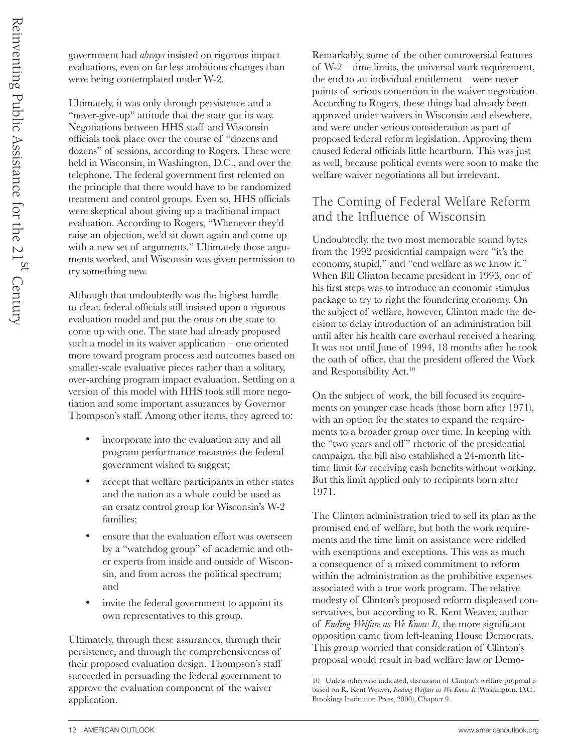government had *always* insisted on rigorous impact evaluations, even on far less ambitious changes than were being contemplated under W-2.

Ultimately, it was only through persistence and a "never-give-up" attitude that the state got its way. Negotiations between HHS staff and Wisconsin officials took place over the course of "dozens and dozens" of sessions, according to Rogers. These were held in Wisconsin, in Washington, D.C., and over the telephone. The federal government first relented on the principle that there would have to be randomized treatment and control groups. Even so, HHS officials were skeptical about giving up a traditional impact evaluation. According to Rogers, "Whenever they'd raise an objection, we'd sit down again and come up with a new set of arguments." Ultimately those arguments worked, and Wisconsin was given permission to try something new.

Although that undoubtedly was the highest hurdle to clear, federal officials still insisted upon a rigorous evaluation model and put the onus on the state to come up with one. The state had already proposed such a model in its waiver application – one oriented more toward program process and outcomes based on smaller-scale evaluative pieces rather than a solitary, over-arching program impact evaluation. Settling on a version of this model with HHS took still more negotiation and some important assurances by Governor Thompson's staff. Among other items, they agreed to:

- incorporate into the evaluation any and all program performance measures the federal government wished to suggest;
- accept that welfare participants in other states and the nation as a whole could be used as an ersatz control group for Wisconsin's W-2 families;
- ensure that the evaluation effort was overseen by a "watchdog group" of academic and other experts from inside and outside of Wisconsin, and from across the political spectrum; and
- invite the federal government to appoint its own representatives to this group.

Ultimately, through these assurances, through their persistence, and through the comprehensiveness of their proposed evaluation design, Thompson's staff succeeded in persuading the federal government to approve the evaluation component of the waiver application.

Remarkably, some of the other controversial features of W-2 – time limits, the universal work requirement, the end to an individual entitlement – were never points of serious contention in the waiver negotiation. According to Rogers, these things had already been approved under waivers in Wisconsin and elsewhere, and were under serious consideration as part of proposed federal reform legislation. Approving them caused federal officials little heartburn. This was just as well, because political events were soon to make the welfare waiver negotiations all but irrelevant.

## The Coming of Federal Welfare Reform and the Influence of Wisconsin

Undoubtedly, the two most memorable sound bytes from the 1992 presidential campaign were "it's the economy, stupid," and "end welfare as we know it." When Bill Clinton became president in 1993, one of his first steps was to introduce an economic stimulus package to try to right the foundering economy. On the subject of welfare, however, Clinton made the decision to delay introduction of an administration bill until after his health care overhaul received a hearing. It was not until June of 1994, 18 months after he took the oath of office, that the president offered the Work and Responsibility Act.[10]

On the subject of work, the bill focused its requirements on younger case heads (those born after 1971), with an option for the states to expand the requirements to a broader group over time. In keeping with the "two years and off" rhetoric of the presidential campaign, the bill also established a 24-month lifetime limit for receiving cash benefits without working. But this limit applied only to recipients born after 1971.

The Clinton administration tried to sell its plan as the promised end of welfare, but both the work requirements and the time limit on assistance were riddled with exemptions and exceptions. This was as much a consequence of a mixed commitment to reform within the administration as the prohibitive expenses associated with a true work program. The relative modesty of Clinton's proposed reform displeased conservatives, but according to R. Kent Weaver, author of *Ending Welfare as We Know It*, the more significant opposition came from left-leaning House Democrats. This group worried that consideration of Clinton's proposal would result in bad welfare law or Demo-

---

10 Unless otherwise indicated, discussion of Clinton's welfare proposal is based on R. Kent Weaver, *Ending Welfare as We Know It* (Washington, D.C.: Brookings Institution Press, 2000), Chapter 9.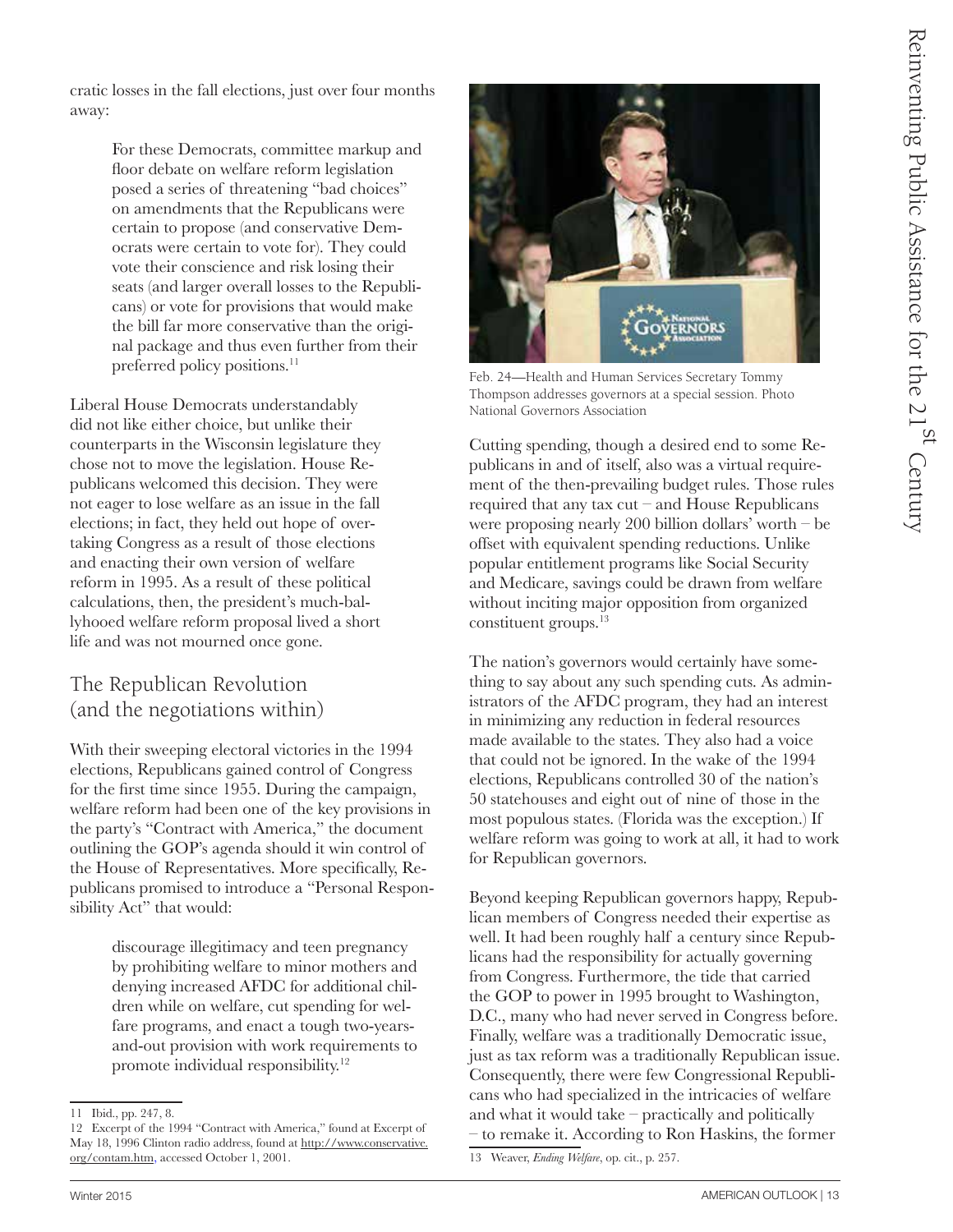cratic losses in the fall elections, just over four months away:

> For these Democrats, committee markup and floor debate on welfare reform legislation posed a series of threatening "bad choices" on amendments that the Republicans were certain to propose (and conservative Democrats were certain to vote for). They could vote their conscience and risk losing their seats (and larger overall losses to the Republicans) or vote for provisions that would make the bill far more conservative than the original package and thus even further from their preferred policy positions.[11]

Liberal House Democrats understandably did not like either choice, but unlike their counterparts in the Wisconsin legislature they chose not to move the legislation. House Republicans welcomed this decision. They were not eager to lose welfare as an issue in the fall elections; in fact, they held out hope of overtaking Congress as a result of those elections and enacting their own version of welfare reform in 1995. As a result of these political calculations, then, the president's much-ballyhooed welfare reform proposal lived a short life and was not mourned once gone.

## The Republican Revolution (and the negotiations within)

With their sweeping electoral victories in the 1994 elections, Republicans gained control of Congress for the first time since 1955. During the campaign, welfare reform had been one of the key provisions in the party's "Contract with America," the document outlining the GOP's agenda should it win control of the House of Representatives. More specifically, Republicans promised to introduce a "Personal Responsibility Act" that would:

> discourage illegitimacy and teen pregnancy by prohibiting welfare to minor mothers and denying increased AFDC for additional children while on welfare, cut spending for welfare programs, and enact a tough two-years-and-out provision with work requirements to promote individual responsibility.[12]

Feb. 24—Health and Human Services Secretary Tommy Thompson addresses governors at a special session. Photo National Governors Association

Cutting spending, though a desired end to some Republicans in and of itself, also was a virtual requirement of the then-prevailing budget rules. Those rules required that any tax cut – and House Republicans were proposing nearly 200 billion dollars' worth – be offset with equivalent spending reductions. Unlike popular entitlement programs like Social Security and Medicare, savings could be drawn from welfare without inciting major opposition from organized constituent groups.[13]

The nation's governors would certainly have something to say about any such spending cuts. As administrators of the AFDC program, they had an interest in minimizing any reduction in federal resources made available to the states. They also had a voice that could not be ignored. In the wake of the 1994 elections, Republicans controlled 30 of the nation's 50 statehouses and eight out of nine of those in the most populous states. (Florida was the exception.) If welfare reform was going to work at all, it had to work for Republican governors.

Beyond keeping Republican governors happy, Republican members of Congress needed their expertise as well. It had been roughly half a century since Republicans had the responsibility for actually governing from Congress. Furthermore, the tide that carried the GOP to power in 1995 brought to Washington, D.C., many who had never served in Congress before. Finally, welfare was a traditionally Democratic issue, just as tax reform was a traditionally Republican issue. Consequently, there were few Congressional Republicans who had specialized in the intricacies of welfare and what it would take – practically and politically – to remake it. According to Ron Haskins, the former

---

11 Ibid., pp. 247, 8.

12 Excerpt of the 1994 "Contract with America," found at Excerpt of May 18, 1996 Clinton radio address, found at http://www.conservative.org/contam.htm, accessed October 1, 2001.

13 Weaver, *Ending Welfare*, op. cit., p. 257.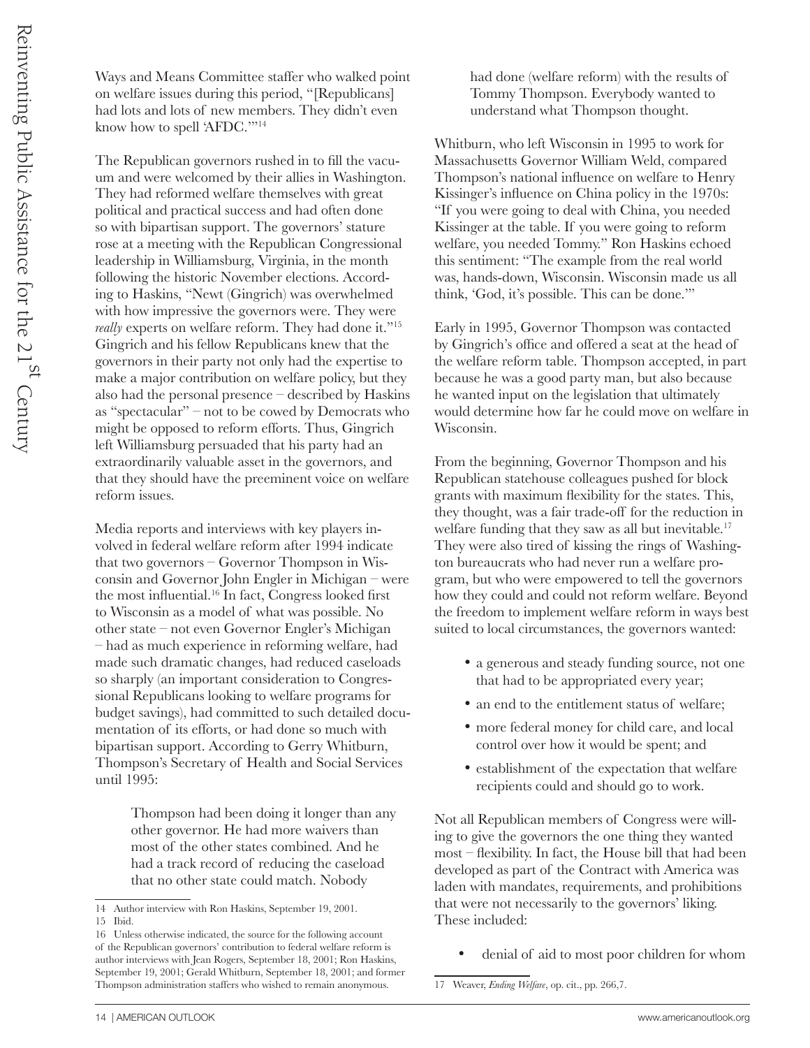Ways and Means Committee staffer who walked point on welfare issues during this period, "[Republicans] had lots and lots of new members. They didn't even know how to spell 'AFDC.'"[14]

The Republican governors rushed in to fill the vacuum and were welcomed by their allies in Washington. They had reformed welfare themselves with great political and practical success and had often done so with bipartisan support. The governors' stature rose at a meeting with the Republican Congressional leadership in Williamsburg, Virginia, in the month following the historic November elections. According to Haskins, "Newt (Gingrich) was overwhelmed with how impressive the governors were. They were *really* experts on welfare reform. They had done it."[15] Gingrich and his fellow Republicans knew that the governors in their party not only had the expertise to make a major contribution on welfare policy, but they also had the personal presence – described by Haskins as "spectacular" – not to be cowed by Democrats who might be opposed to reform efforts. Thus, Gingrich left Williamsburg persuaded that his party had an extraordinarily valuable asset in the governors, and that they should have the preeminent voice on welfare reform issues.

Media reports and interviews with key players involved in federal welfare reform after 1994 indicate that two governors – Governor Thompson in Wisconsin and Governor John Engler in Michigan – were the most influential.[16] In fact, Congress looked first to Wisconsin as a model of what was possible. No other state – not even Governor Engler's Michigan – had as much experience in reforming welfare, had made such dramatic changes, had reduced caseloads so sharply (an important consideration to Congressional Republicans looking to welfare programs for budget savings), had committed to such detailed documentation of its efforts, or had done so much with bipartisan support. According to Gerry Whitburn, Thompson's Secretary of Health and Social Services until 1995:

> Thompson had been doing it longer than any other governor. He had more waivers than most of the other states combined. And he had a track record of reducing the caseload that no other state could match. Nobody had done (welfare reform) with the results of Tommy Thompson. Everybody wanted to understand what Thompson thought.

Whitburn, who left Wisconsin in 1995 to work for Massachusetts Governor William Weld, compared Thompson's national influence on welfare to Henry Kissinger's influence on China policy in the 1970s: "If you were going to deal with China, you needed Kissinger at the table. If you were going to reform welfare, you needed Tommy." Ron Haskins echoed this sentiment: "The example from the real world was, hands-down, Wisconsin. Wisconsin made us all think, 'God, it's possible. This can be done.'"

Early in 1995, Governor Thompson was contacted by Gingrich's office and offered a seat at the head of the welfare reform table. Thompson accepted, in part because he was a good party man, but also because he wanted input on the legislation that ultimately would determine how far he could move on welfare in Wisconsin.

From the beginning, Governor Thompson and his Republican statehouse colleagues pushed for block grants with maximum flexibility for the states. This, they thought, was a fair trade-off for the reduction in welfare funding that they saw as all but inevitable.[17] They were also tired of kissing the rings of Washington bureaucrats who had never run a welfare program, but who were empowered to tell the governors how they could and could not reform welfare. Beyond the freedom to implement welfare reform in ways best suited to local circumstances, the governors wanted:

- a generous and steady funding source, not one that had to be appropriated every year;
- an end to the entitlement status of welfare;
- more federal money for child care, and local control over how it would be spent; and
- establishment of the expectation that welfare recipients could and should go to work.

Not all Republican members of Congress were willing to give the governors the one thing they wanted most – flexibility. In fact, the House bill that had been developed as part of the Contract with America was laden with mandates, requirements, and prohibitions that were not necessarily to the governors' liking. These included:

- denial of aid to most poor children for whom

---

14 Author interview with Ron Haskins, September 19, 2001.

15 Ibid.

16 Unless otherwise indicated, the source for the following account of the Republican governors' contribution to federal welfare reform is author interviews with Jean Rogers, September 18, 2001; Ron Haskins, September 19, 2001; Gerald Whitburn, September 18, 2001; and former Thompson administration staffers who wished to remain anonymous.

17 Weaver, *Ending Welfare*, op. cit., pp. 266,7.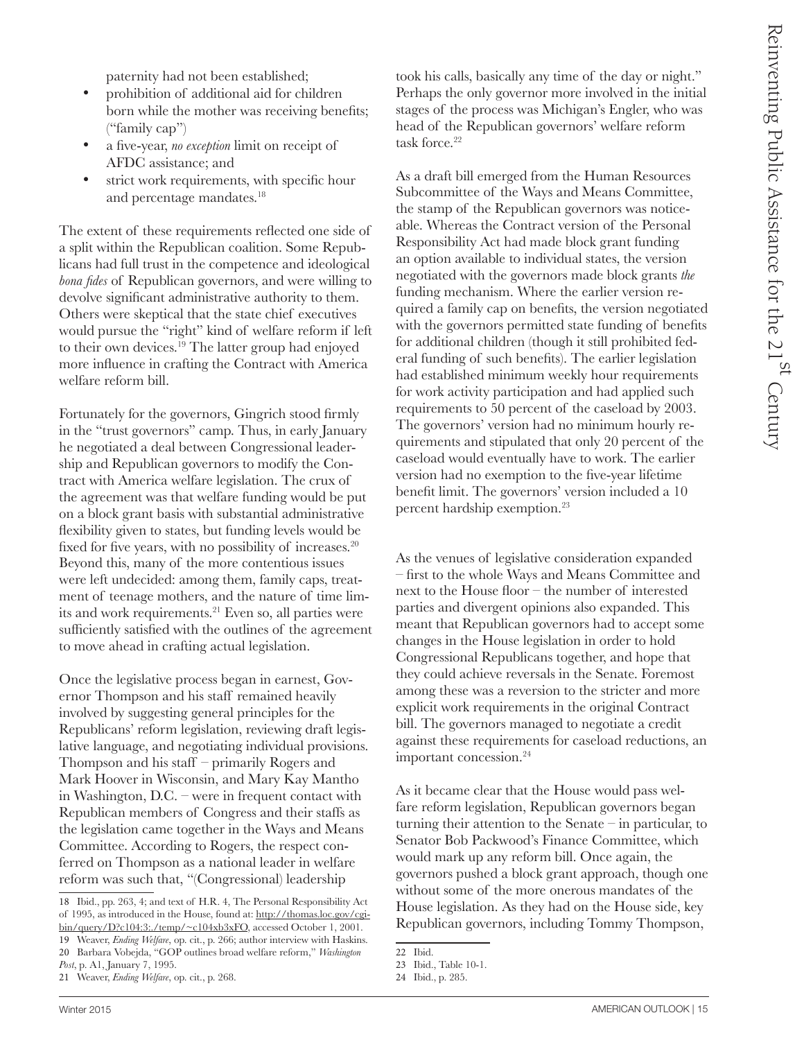paternity had not been established;

- prohibition of additional aid for children born while the mother was receiving benefits; ("family cap")
- a five-year, *no exception* limit on receipt of AFDC assistance; and
- strict work requirements, with specific hour and percentage mandates.[18]

The extent of these requirements reflected one side of a split within the Republican coalition. Some Republicans had full trust in the competence and ideological *bona fides* of Republican governors, and were willing to devolve significant administrative authority to them. Others were skeptical that the state chief executives would pursue the "right" kind of welfare reform if left to their own devices.[19] The latter group had enjoyed more influence in crafting the Contract with America welfare reform bill.

Fortunately for the governors, Gingrich stood firmly in the "trust governors" camp. Thus, in early January he negotiated a deal between Congressional leadership and Republican governors to modify the Contract with America welfare legislation. The crux of the agreement was that welfare funding would be put on a block grant basis with substantial administrative flexibility given to states, but funding levels would be fixed for five years, with no possibility of increases.[20] Beyond this, many of the more contentious issues were left undecided: among them, family caps, treatment of teenage mothers, and the nature of time limits and work requirements.[21] Even so, all parties were sufficiently satisfied with the outlines of the agreement to move ahead in crafting actual legislation.

Once the legislative process began in earnest, Governor Thompson and his staff remained heavily involved by suggesting general principles for the Republicans' reform legislation, reviewing draft legislative language, and negotiating individual provisions. Thompson and his staff – primarily Rogers and Mark Hoover in Wisconsin, and Mary Kay Mantho in Washington, D.C. – were in frequent contact with Republican members of Congress and their staffs as the legislation came together in the Ways and Means Committee. According to Rogers, the respect conferred on Thompson as a national leader in welfare reform was such that, "(Congressional) leadership took his calls, basically any time of the day or night." Perhaps the only governor more involved in the initial stages of the process was Michigan's Engler, who was head of the Republican governors' welfare reform task force.[22]

As a draft bill emerged from the Human Resources Subcommittee of the Ways and Means Committee, the stamp of the Republican governors was noticeable. Whereas the Contract version of the Personal Responsibility Act had made block grant funding an option available to individual states, the version negotiated with the governors made block grants *the* funding mechanism. Where the earlier version required a family cap on benefits, the version negotiated with the governors permitted state funding of benefits for additional children (though it still prohibited federal funding of such benefits). The earlier legislation had established minimum weekly hour requirements for work activity participation and had applied such requirements to 50 percent of the caseload by 2003. The governors' version had no minimum hourly requirements and stipulated that only 20 percent of the caseload would eventually have to work. The earlier version had no exemption to the five-year lifetime benefit limit. The governors' version included a 10 percent hardship exemption.[23]

As the venues of legislative consideration expanded – first to the whole Ways and Means Committee and next to the House floor – the number of interested parties and divergent opinions also expanded. This meant that Republican governors had to accept some changes in the House legislation in order to hold Congressional Republicans together, and hope that they could achieve reversals in the Senate. Foremost among these was a reversion to the stricter and more explicit work requirements in the original Contract bill. The governors managed to negotiate a credit against these requirements for caseload reductions, an important concession.[24]

As it became clear that the House would pass welfare reform legislation, Republican governors began turning their attention to the Senate – in particular, to Senator Bob Packwood's Finance Committee, which would mark up any reform bill. Once again, the governors pushed a block grant approach, though one without some of the more onerous mandates of the House legislation. As they had on the House side, key Republican governors, including Tommy Thompson,

---

18 Ibid., pp. 263, 4; and text of H.R. 4, The Personal Responsibility Act of 1995, as introduced in the House, found at: http://thomas.loc.gov/cgi-bin/query/D?c104:3:./temp/~c104xb3xFO, accessed October 1, 2001.

19 Weaver, *Ending Welfare*, op. cit., p. 266; author interview with Haskins.

20 Barbara Vobejda, "GOP outlines broad welfare reform," *Washington Post*, p. A1, January 7, 1995.

21 Weaver, *Ending Welfare*, op. cit., p. 268.

22 Ibid.

23 Ibid., Table 10-1.

24 Ibid., p. 285.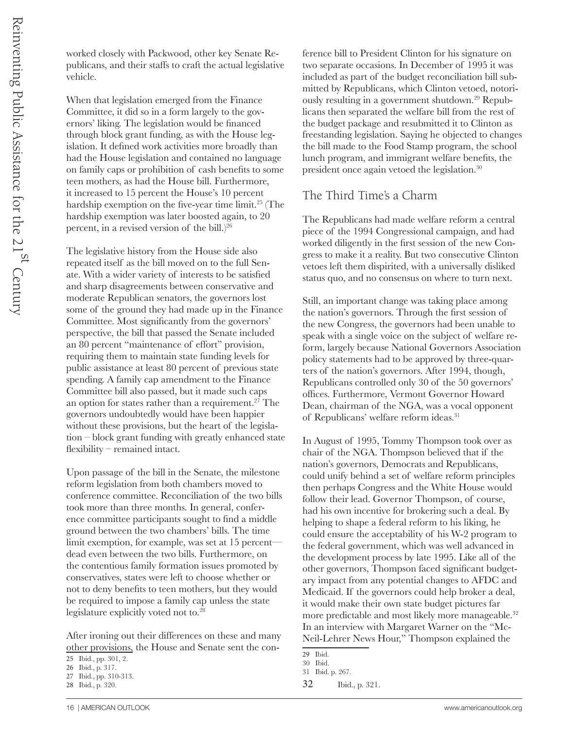worked closely with Packwood, other key Senate Republicans, and their staffs to craft the actual legislative vehicle.

When that legislation emerged from the Finance Committee, it did so in a form largely to the governors' liking. The legislation would be financed through block grant funding, as with the House legislation. It defined work activities more broadly than had the House legislation and contained no language on family caps or prohibition of cash benefits to some teen mothers, as had the House bill. Furthermore, it increased to 15 percent the House's 10 percent hardship exemption on the five-year time limit.[25] (The hardship exemption was later boosted again, to 20 percent, in a revised version of the bill.)[26]

The legislative history from the House side also repeated itself as the bill moved on to the full Senate. With a wider variety of interests to be satisfied and sharp disagreements between conservative and moderate Republican senators, the governors lost some of the ground they had made up in the Finance Committee. Most significantly from the governors' perspective, the bill that passed the Senate included an 80 percent "maintenance of effort" provision, requiring them to maintain state funding levels for public assistance at least 80 percent of previous state spending. A family cap amendment to the Finance Committee bill also passed, but it made such caps an option for states rather than a requirement.[27] The governors undoubtedly would have been happier without these provisions, but the heart of the legislation – block grant funding with greatly enhanced state flexibility – remained intact.

Upon passage of the bill in the Senate, the milestone reform legislation from both chambers moved to conference committee. Reconciliation of the two bills took more than three months. In general, conference committee participants sought to find a middle ground between the two chambers' bills. The time limit exemption, for example, was set at 15 percent—dead even between the two bills. Furthermore, on the contentious family formation issues promoted by conservatives, states were left to choose whether or not to deny benefits to teen mothers, but they would be required to impose a family cap unless the state legislature explicitly voted not to.[28]

After ironing out their differences on these and many other provisions, the House and Senate sent the conference bill to President Clinton for his signature on two separate occasions. In December of 1995 it was included as part of the budget reconciliation bill submitted by Republicans, which Clinton vetoed, notoriously resulting in a government shutdown.[29] Republicans then separated the welfare bill from the rest of the budget package and resubmitted it to Clinton as freestanding legislation. Saying he objected to changes the bill made to the Food Stamp program, the school lunch program, and immigrant welfare benefits, the president once again vetoed the legislation.[30]

## The Third Time's a Charm

The Republicans had made welfare reform a central piece of the 1994 Congressional campaign, and had worked diligently in the first session of the new Congress to make it a reality. But two consecutive Clinton vetoes left them dispirited, with a universally disliked status quo, and no consensus on where to turn next.

Still, an important change was taking place among the nation's governors. Through the first session of the new Congress, the governors had been unable to speak with a single voice on the subject of welfare reform, largely because National Governors Association policy statements had to be approved by three-quarters of the nation's governors. After 1994, though, Republicans controlled only 30 of the 50 governors' offices. Furthermore, Vermont Governor Howard Dean, chairman of the NGA, was a vocal opponent of Republicans' welfare reform ideas.[31]

In August of 1995, Tommy Thompson took over as chair of the NGA. Thompson believed that if the nation's governors, Democrats and Republicans, could unify behind a set of welfare reform principles then perhaps Congress and the White House would follow their lead. Governor Thompson, of course, had his own incentive for brokering such a deal. By helping to shape a federal reform to his liking, he could ensure the acceptability of his W-2 program to the federal government, which was well advanced in the development process by late 1995. Like all of the other governors, Thompson faced significant budgetary impact from any potential changes to AFDC and Medicaid. If the governors could help broker a deal, it would make their own state budget pictures far more predictable and most likely more manageable.[32] In an interview with Margaret Warner on the "McNeil-Lehrer News Hour," Thompson explained the

25 Ibid., pp. 301, 2.
26 Ibid., p. 317.
27 Ibid., pp. 310-313.
28 Ibid., p. 320.
29 Ibid.
30 Ibid.
31 Ibid. p. 267.
32 Ibid., p. 321.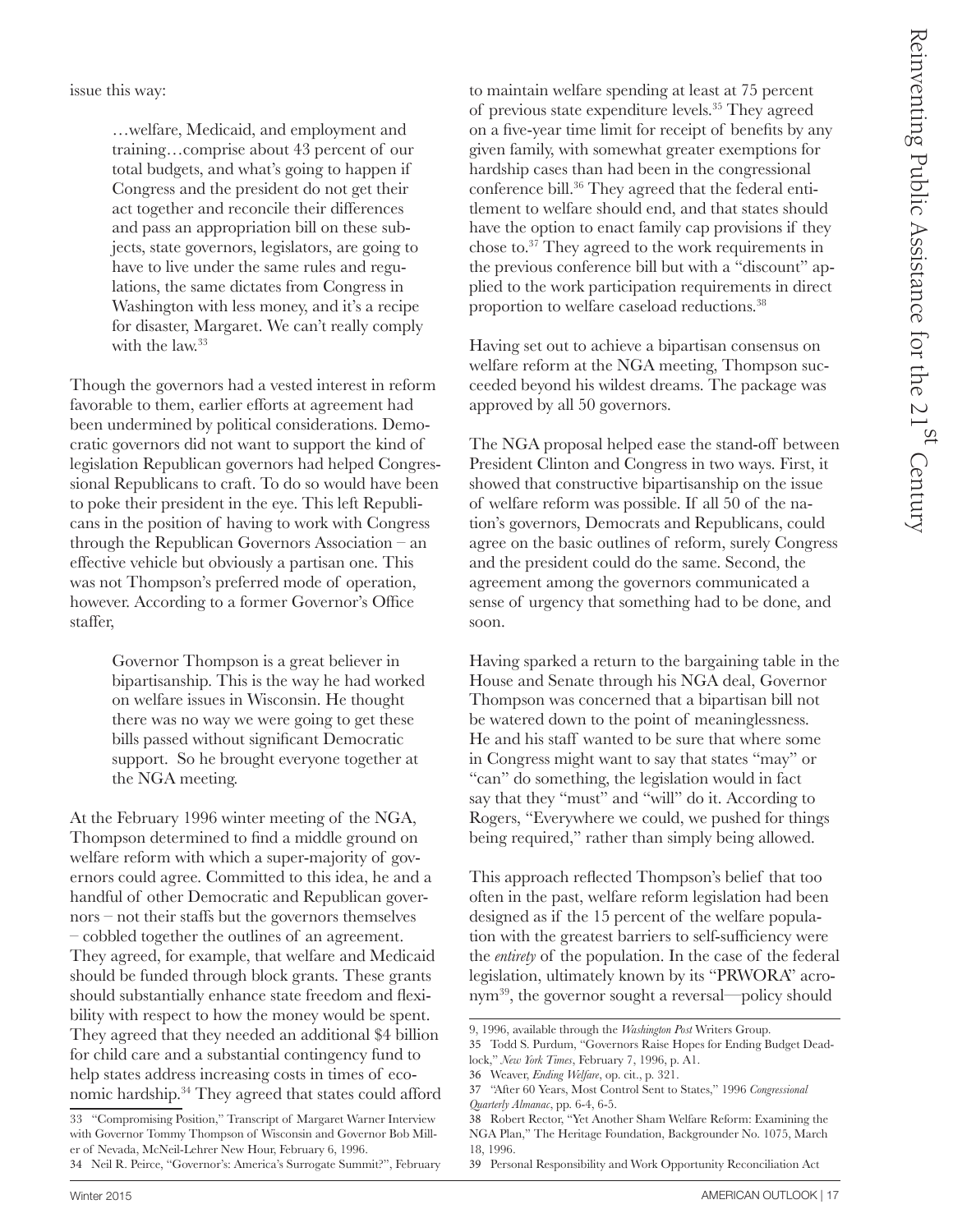issue this way:

> …welfare, Medicaid, and employment and training…comprise about 43 percent of our total budgets, and what's going to happen if Congress and the president do not get their act together and reconcile their differences and pass an appropriation bill on these subjects, state governors, legislators, are going to have to live under the same rules and regulations, the same dictates from Congress in Washington with less money, and it's a recipe for disaster, Margaret. We can't really comply with the law.[33]

Though the governors had a vested interest in reform favorable to them, earlier efforts at agreement had been undermined by political considerations. Democratic governors did not want to support the kind of legislation Republican governors had helped Congressional Republicans to craft. To do so would have been to poke their president in the eye. This left Republicans in the position of having to work with Congress through the Republican Governors Association – an effective vehicle but obviously a partisan one. This was not Thompson's preferred mode of operation, however. According to a former Governor's Office staffer,

> Governor Thompson is a great believer in bipartisanship. This is the way he had worked on welfare issues in Wisconsin. He thought there was no way we were going to get these bills passed without significant Democratic support. So he brought everyone together at the NGA meeting.

At the February 1996 winter meeting of the NGA, Thompson determined to find a middle ground on welfare reform with which a super-majority of governors could agree. Committed to this idea, he and a handful of other Democratic and Republican governors – not their staffs but the governors themselves – cobbled together the outlines of an agreement. They agreed, for example, that welfare and Medicaid should be funded through block grants. These grants should substantially enhance state freedom and flexibility with respect to how the money would be spent. They agreed that they needed an additional $4 billion for child care and a substantial contingency fund to help states address increasing costs in times of economic hardship.[34] They agreed that states could afford to maintain welfare spending at least at 75 percent of previous state expenditure levels.[35] They agreed on a five-year time limit for receipt of benefits by any given family, with somewhat greater exemptions for hardship cases than had been in the congressional conference bill.[36] They agreed that the federal entitlement to welfare should end, and that states should have the option to enact family cap provisions if they chose to.[37] They agreed to the work requirements in the previous conference bill but with a "discount" applied to the work participation requirements in direct proportion to welfare caseload reductions.[38]

Having set out to achieve a bipartisan consensus on welfare reform at the NGA meeting, Thompson succeeded beyond his wildest dreams. The package was approved by all 50 governors.

The NGA proposal helped ease the stand-off between President Clinton and Congress in two ways. First, it showed that constructive bipartisanship on the issue of welfare reform was possible. If all 50 of the nation's governors, Democrats and Republicans, could agree on the basic outlines of reform, surely Congress and the president could do the same. Second, the agreement among the governors communicated a sense of urgency that something had to be done, and soon.

Having sparked a return to the bargaining table in the House and Senate through his NGA deal, Governor Thompson was concerned that a bipartisan bill not be watered down to the point of meaninglessness. He and his staff wanted to be sure that where some in Congress might want to say that states "may" or "can" do something, the legislation would in fact say that they "must" and "will" do it. According to Rogers, "Everywhere we could, we pushed for things being required," rather than simply being allowed.

This approach reflected Thompson's belief that too often in the past, welfare reform legislation had been designed as if the 15 percent of the welfare population with the greatest barriers to self-sufficiency were the *entirety* of the population. In the case of the federal legislation, ultimately known by its "PRWORA" acronym[39], the governor sought a reversal—policy should

---

33 "Compromising Position," Transcript of Margaret Warner Interview with Governor Tommy Thompson of Wisconsin and Governor Bob Miller of Nevada, McNeil-Lehrer New Hour, February 6, 1996.

34 Neil R. Peirce, "Governor's: America's Surrogate Summit?", February 9, 1996, available through the *Washington Post* Writers Group.

35 Todd S. Purdum, "Governors Raise Hopes for Ending Budget Deadlock," *New York Times*, February 7, 1996, p. A1.

36 Weaver, *Ending Welfare*, op. cit., p. 321.

37 "After 60 Years, Most Control Sent to States," 1996 *Congressional Quarterly Almanac*, pp. 6-4, 6-5.

38 Robert Rector, "Yet Another Sham Welfare Reform: Examining the NGA Plan," The Heritage Foundation, Backgrounder No. 1075, March 18, 1996.

39 Personal Responsibility and Work Opportunity Reconciliation Act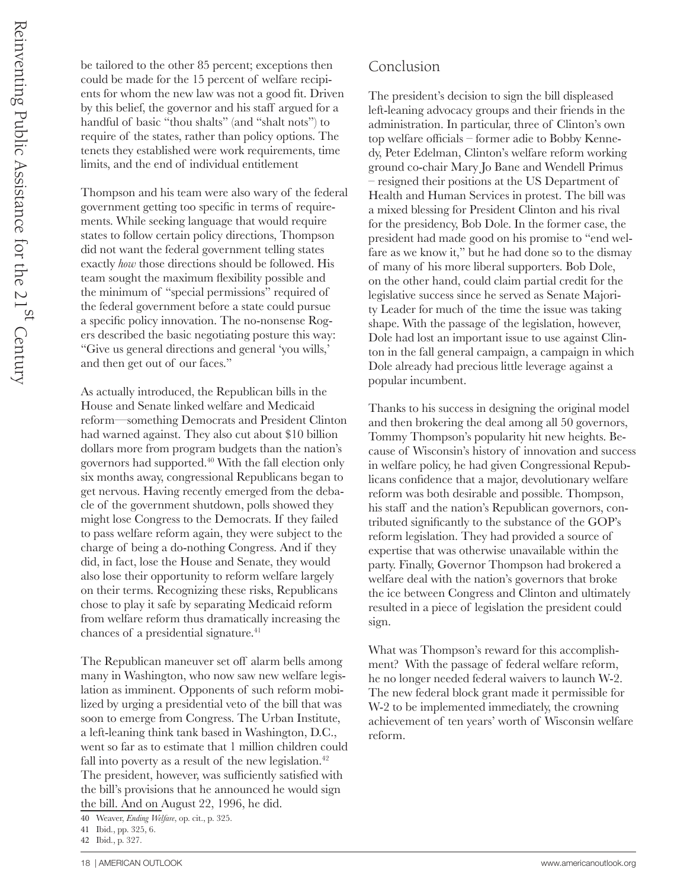be tailored to the other 85 percent; exceptions then could be made for the 15 percent of welfare recipients for whom the new law was not a good fit. Driven by this belief, the governor and his staff argued for a handful of basic "thou shalts" (and "shalt nots") to require of the states, rather than policy options. The tenets they established were work requirements, time limits, and the end of individual entitlement

Thompson and his team were also wary of the federal government getting too specific in terms of requirements. While seeking language that would require states to follow certain policy directions, Thompson did not want the federal government telling states exactly *how* those directions should be followed. His team sought the maximum flexibility possible and the minimum of "special permissions" required of the federal government before a state could pursue a specific policy innovation. The no-nonsense Rogers described the basic negotiating posture this way: "Give us general directions and general 'you wills,' and then get out of our faces."

As actually introduced, the Republican bills in the House and Senate linked welfare and Medicaid reform—something Democrats and President Clinton had warned against. They also cut about $10 billion dollars more from program budgets than the nation's governors had supported.[40] With the fall election only six months away, congressional Republicans began to get nervous. Having recently emerged from the debacle of the government shutdown, polls showed they might lose Congress to the Democrats. If they failed to pass welfare reform again, they were subject to the charge of being a do-nothing Congress. And if they did, in fact, lose the House and Senate, they would also lose their opportunity to reform welfare largely on their terms. Recognizing these risks, Republicans chose to play it safe by separating Medicaid reform from welfare reform thus dramatically increasing the chances of a presidential signature.[41]

The Republican maneuver set off alarm bells among many in Washington, who now saw new welfare legislation as imminent. Opponents of such reform mobilized by urging a presidential veto of the bill that was soon to emerge from Congress. The Urban Institute, a left-leaning think tank based in Washington, D.C., went so far as to estimate that 1 million children could fall into poverty as a result of the new legislation.[42] The president, however, was sufficiently satisfied with the bill's provisions that he announced he would sign the bill. And on August 22, 1996, he did.

40 Weaver, *Ending Welfare*, op. cit., p. 325.

41 Ibid., pp. 325, 6.

42 Ibid., p. 327.

## Conclusion

The president's decision to sign the bill displeased left-leaning advocacy groups and their friends in the administration. In particular, three of Clinton's own top welfare officials – former adie to Bobby Kennedy, Peter Edelman, Clinton's welfare reform working ground co-chair Mary Jo Bane and Wendell Primus – resigned their positions at the US Department of Health and Human Services in protest. The bill was a mixed blessing for President Clinton and his rival for the presidency, Bob Dole. In the former case, the president had made good on his promise to "end welfare as we know it," but he had done so to the dismay of many of his more liberal supporters. Bob Dole, on the other hand, could claim partial credit for the legislative success since he served as Senate Majority Leader for much of the time the issue was taking shape. With the passage of the legislation, however, Dole had lost an important issue to use against Clinton in the fall general campaign, a campaign in which Dole already had precious little leverage against a popular incumbent.

Thanks to his success in designing the original model and then brokering the deal among all 50 governors, Tommy Thompson's popularity hit new heights. Because of Wisconsin's history of innovation and success in welfare policy, he had given Congressional Republicans confidence that a major, devolutionary welfare reform was both desirable and possible. Thompson, his staff and the nation's Republican governors, contributed significantly to the substance of the GOP's reform legislation. They had provided a source of expertise that was otherwise unavailable within the party. Finally, Governor Thompson had brokered a welfare deal with the nation's governors that broke the ice between Congress and Clinton and ultimately resulted in a piece of legislation the president could sign.

What was Thompson's reward for this accomplishment? With the passage of federal welfare reform, he no longer needed federal waivers to launch W-2. The new federal block grant made it permissible for W-2 to be implemented immediately, the crowning achievement of ten years' worth of Wisconsin welfare reform.